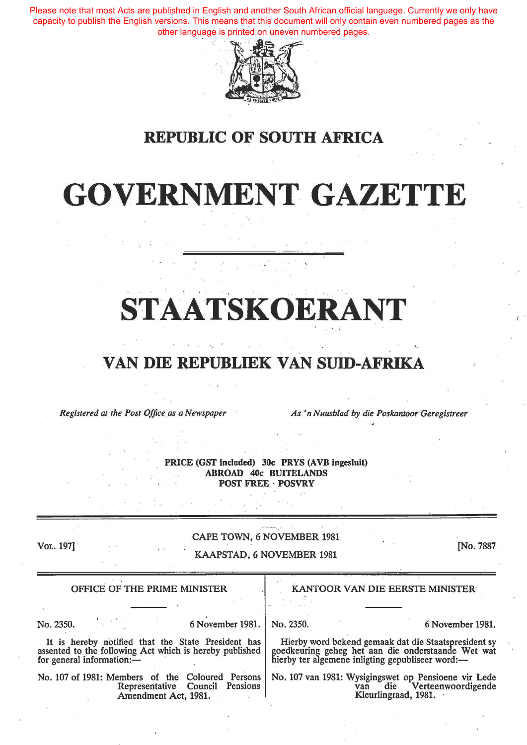Please note that most Acts are published in English and another South African official language. Currently we only have capacity to publish the English versions. This means that this document will only contain even numbered pages as the other language is printed on uneven numbered pages.

# REPUBLIC OF SOUTH AFRICA

# GOVERNMENT GAZETTE

# STAATSKOERANT

## VAN DIE REPUBLIEK VAN SUID-AFRIKA

*Registered at the Post Office as a Newspaper*

*As 'n Nuusblad by die Poskantoor Geregistreer*

**PRICE (GST included) 30c PRYS (AVB ingesluit)**
**ABROAD 40c BUITELANDS**
**POST FREE · POSVRY**

VOL. 197]

CAPE TOWN, 6 NOVEMBER 1981

KAAPSTAD, 6 NOVEMBER 1981

[No. 7887

### OFFICE OF THE PRIME MINISTER

No. 2350. 6 November 1981.

It is hereby notified that the State President has assented to the following Act which is hereby published for general information:—

No. 107 of 1981: Members of the Coloured Persons Representative Council Pensions Amendment Act, 1981.

### KANTOOR VAN DIE EERSTE MINISTER

No. 2350. 6 November 1981.

Hierby word bekend gemaak dat die Staatspresident sy goedkeuring geheg het aan die onderstaande Wet wat hierby ter algemene inligting gepubliseer word:—

No. 107 van 1981: Wysigingswet op Pensioene vir Lede van die Verteenwoordigende Kleurlingraad, 1981.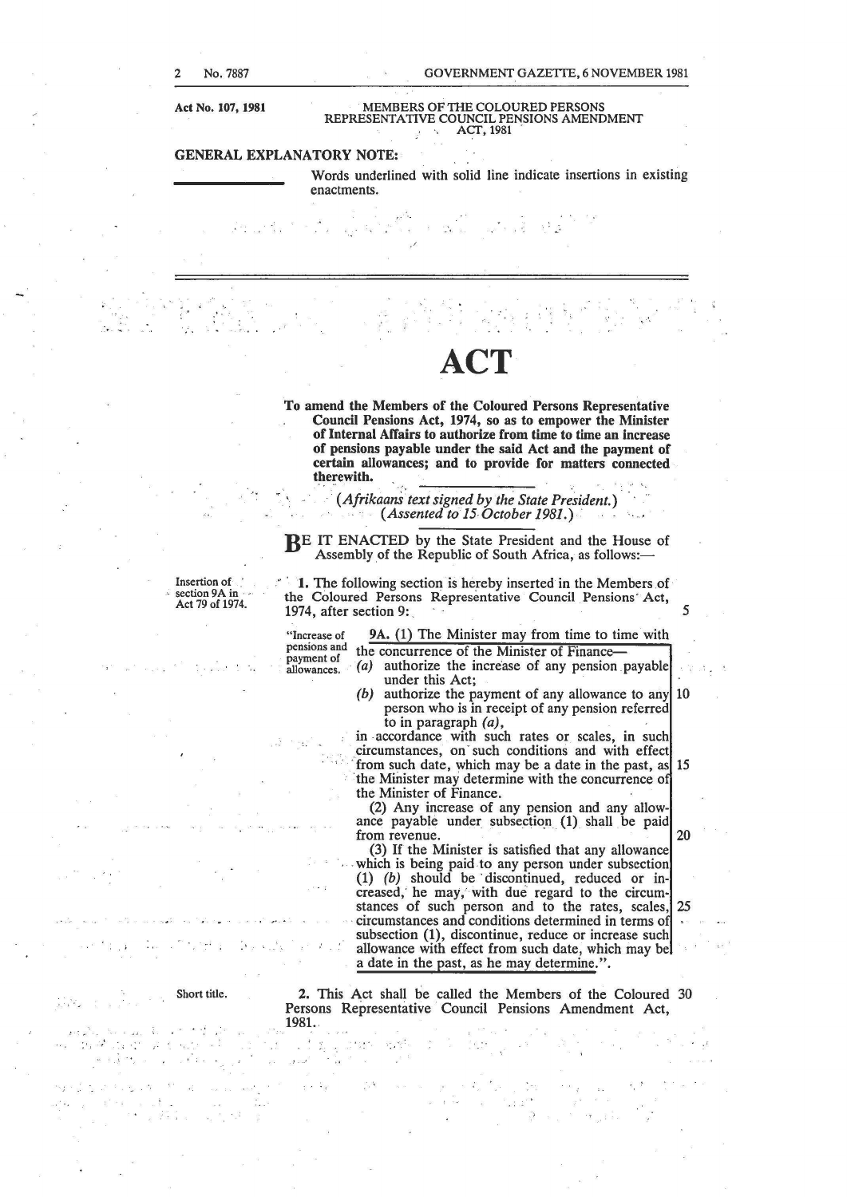Act No. 107, 1981

MEMBERS OF THE COLOURED PERSONS REPRESENTATIVE COUNCIL PENSIONS AMENDMENT ACT, 1981

**GENERAL EXPLANATORY NOTE:**

Words underlined with solid line indicate insertions in existing enactments.

---

# ACT

**To amend the Members of the Coloured Persons Representative Council Pensions Act, 1974, so as to empower the Minister of Internal Affairs to authorize from time to time an increase of pensions payable under the said Act and the payment of certain allowances; and to provide for matters connected therewith.**

*(Afrikaans text signed by the State President.)*
*(Assented to 15 October 1981.)*

BE IT ENACTED by the State President and the House of Assembly of the Republic of South Africa, as follows:—

*Insertion of section 9A in Act 79 of 1974.*

**1.** The following section is hereby inserted in the Members of the Coloured Persons Representative Council Pensions Act, 1974, after section 9:

*"Increase of pensions and payment of allowances.*

**9A.** (1) The Minister may from time to time with the concurrence of the Minister of Finance—

(*a*) authorize the increase of any pension payable under this Act;

(*b*) authorize the payment of any allowance to any person who is in receipt of any pension referred to in paragraph (*a*),

in accordance with such rates or scales, in such circumstances, on such conditions and with effect from such date, which may be a date in the past, as the Minister may determine with the concurrence of the Minister of Finance.

(2) Any increase of any pension and any allowance payable under subsection (1) shall be paid from revenue.

(3) If the Minister is satisfied that any allowance which is being paid to any person under subsection (1) (*b*) should be discontinued, reduced or increased, he may, with due regard to the circumstances of such person and to the rates, scales, circumstances and conditions determined in terms of subsection (1), discontinue, reduce or increase such allowance with effect from such date, which may be a date in the past, as he may determine.".

*Short title.*

**2.** This Act shall be called the Members of the Coloured Persons Representative Council Pensions Amendment Act, 1981.